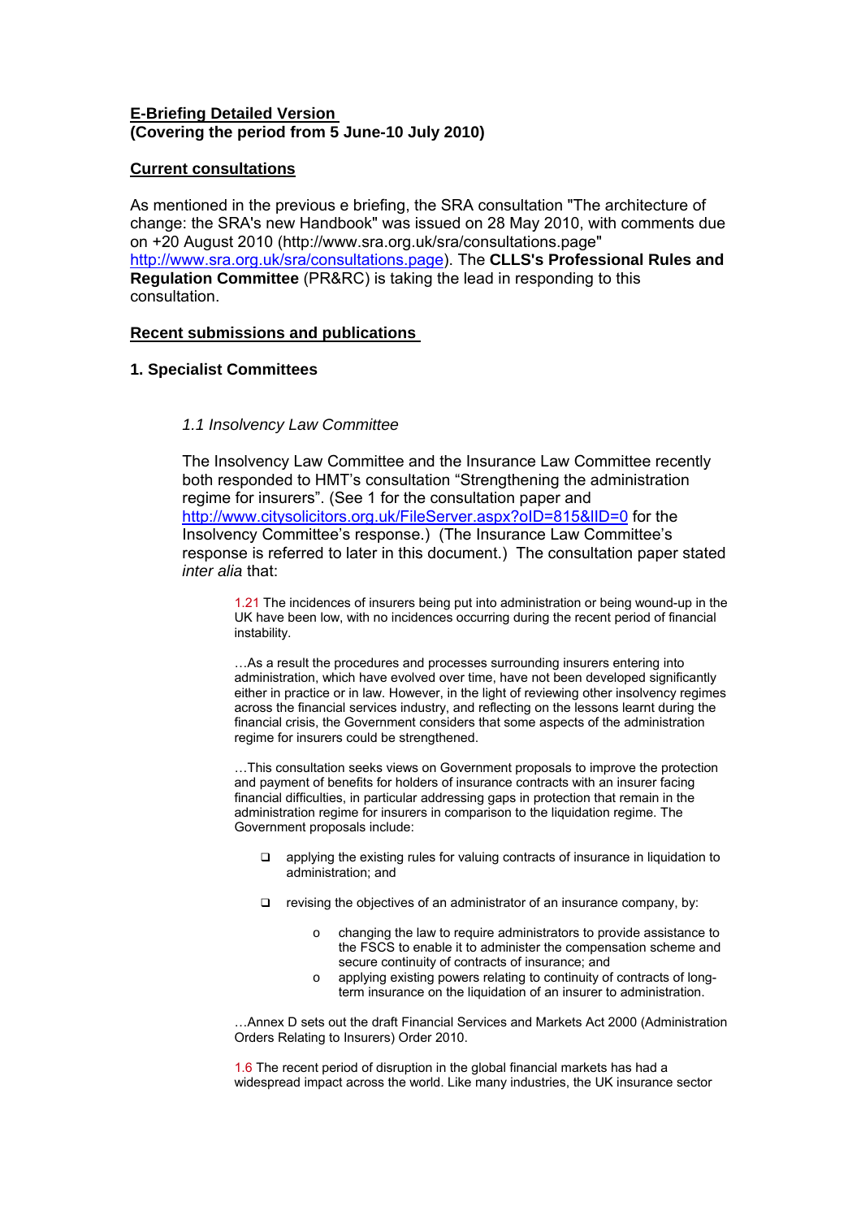**E-Briefing Detailed Version**
**(Covering the period from 5 June-10 July 2010)**

**Current consultations**

As mentioned in the previous e briefing, the SRA consultation "The architecture of change: the SRA's new Handbook" was issued on 28 May 2010, with comments due on +20 August 2010 (http://www.sra.org.uk/sra/consultations.page" http://www.sra.org.uk/sra/consultations.page). The **CLLS's Professional Rules and Regulation Committee** (PR&RC) is taking the lead in responding to this consultation.

**Recent submissions and publications**

## 1. Specialist Committees

### *1.1 Insolvency Law Committee*

The Insolvency Law Committee and the Insurance Law Committee recently both responded to HMT's consultation "Strengthening the administration regime for insurers". (See 1 for the consultation paper and http://www.citysolicitors.org.uk/FileServer.aspx?oID=815&lID=0 for the Insolvency Committee's response.) (The Insurance Law Committee's response is referred to later in this document.) The consultation paper stated *inter alia* that:

> 1.21 The incidences of insurers being put into administration or being wound-up in the UK have been low, with no incidences occurring during the recent period of financial instability.
>
> …As a result the procedures and processes surrounding insurers entering into administration, which have evolved over time, have not been developed significantly either in practice or in law. However, in the light of reviewing other insolvency regimes across the financial services industry, and reflecting on the lessons learnt during the financial crisis, the Government considers that some aspects of the administration regime for insurers could be strengthened.
>
> …This consultation seeks views on Government proposals to improve the protection and payment of benefits for holders of insurance contracts with an insurer facing financial difficulties, in particular addressing gaps in protection that remain in the administration regime for insurers in comparison to the liquidation regime. The Government proposals include:
>
> - applying the existing rules for valuing contracts of insurance in liquidation to administration; and
> - revising the objectives of an administrator of an insurance company, by:
>   - changing the law to require administrators to provide assistance to the FSCS to enable it to administer the compensation scheme and secure continuity of contracts of insurance; and
>   - applying existing powers relating to continuity of contracts of long-term insurance on the liquidation of an insurer to administration.
>
> …Annex D sets out the draft Financial Services and Markets Act 2000 (Administration Orders Relating to Insurers) Order 2010.
>
> 1.6 The recent period of disruption in the global financial markets has had a widespread impact across the world. Like many industries, the UK insurance sector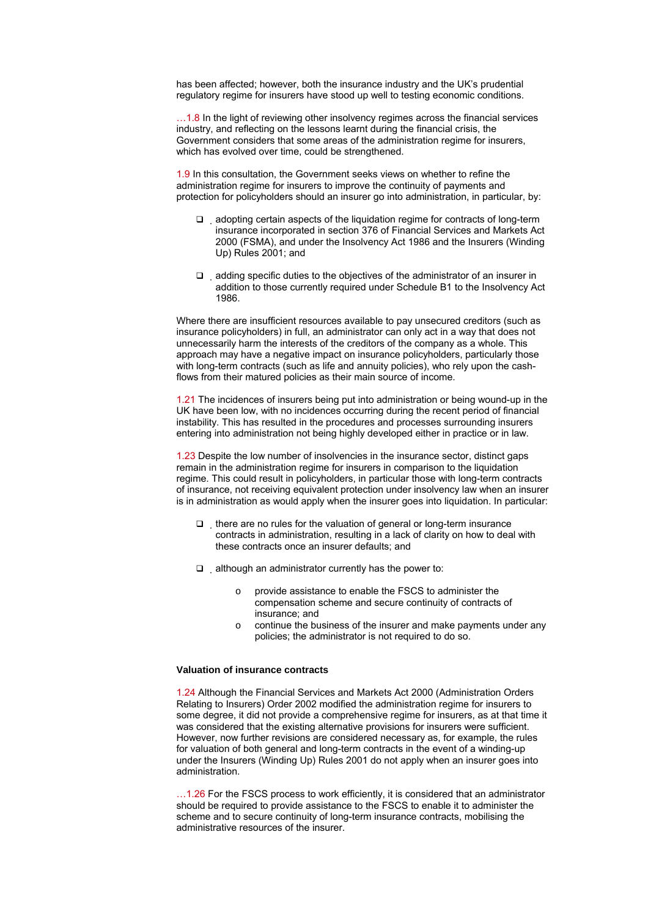has been affected; however, both the insurance industry and the UK's prudential regulatory regime for insurers have stood up well to testing economic conditions.

…1.8 In the light of reviewing other insolvency regimes across the financial services industry, and reflecting on the lessons learnt during the financial crisis, the Government considers that some areas of the administration regime for insurers, which has evolved over time, could be strengthened.

1.9 In this consultation, the Government seeks views on whether to refine the administration regime for insurers to improve the continuity of payments and protection for policyholders should an insurer go into administration, in particular, by:

- adopting certain aspects of the liquidation regime for contracts of long-term insurance incorporated in section 376 of Financial Services and Markets Act 2000 (FSMA), and under the Insolvency Act 1986 and the Insurers (Winding Up) Rules 2001; and
- adding specific duties to the objectives of the administrator of an insurer in addition to those currently required under Schedule B1 to the Insolvency Act 1986.

Where there are insufficient resources available to pay unsecured creditors (such as insurance policyholders) in full, an administrator can only act in a way that does not unnecessarily harm the interests of the creditors of the company as a whole. This approach may have a negative impact on insurance policyholders, particularly those with long-term contracts (such as life and annuity policies), who rely upon the cash-flows from their matured policies as their main source of income.

1.21 The incidences of insurers being put into administration or being wound-up in the UK have been low, with no incidences occurring during the recent period of financial instability. This has resulted in the procedures and processes surrounding insurers entering into administration not being highly developed either in practice or in law.

1.23 Despite the low number of insolvencies in the insurance sector, distinct gaps remain in the administration regime for insurers in comparison to the liquidation regime. This could result in policyholders, in particular those with long-term contracts of insurance, not receiving equivalent protection under insolvency law when an insurer is in administration as would apply when the insurer goes into liquidation. In particular:

- there are no rules for the valuation of general or long-term insurance contracts in administration, resulting in a lack of clarity on how to deal with these contracts once an insurer defaults; and
- although an administrator currently has the power to:
  - provide assistance to enable the FSCS to administer the compensation scheme and secure continuity of contracts of insurance; and
  - continue the business of the insurer and make payments under any policies; the administrator is not required to do so.

**Valuation of insurance contracts**

1.24 Although the Financial Services and Markets Act 2000 (Administration Orders Relating to Insurers) Order 2002 modified the administration regime for insurers to some degree, it did not provide a comprehensive regime for insurers, as at that time it was considered that the existing alternative provisions for insurers were sufficient. However, now further revisions are considered necessary as, for example, the rules for valuation of both general and long-term contracts in the event of a winding-up under the Insurers (Winding Up) Rules 2001 do not apply when an insurer goes into administration.

…1.26 For the FSCS process to work efficiently, it is considered that an administrator should be required to provide assistance to the FSCS to enable it to administer the scheme and to secure continuity of long-term insurance contracts, mobilising the administrative resources of the insurer.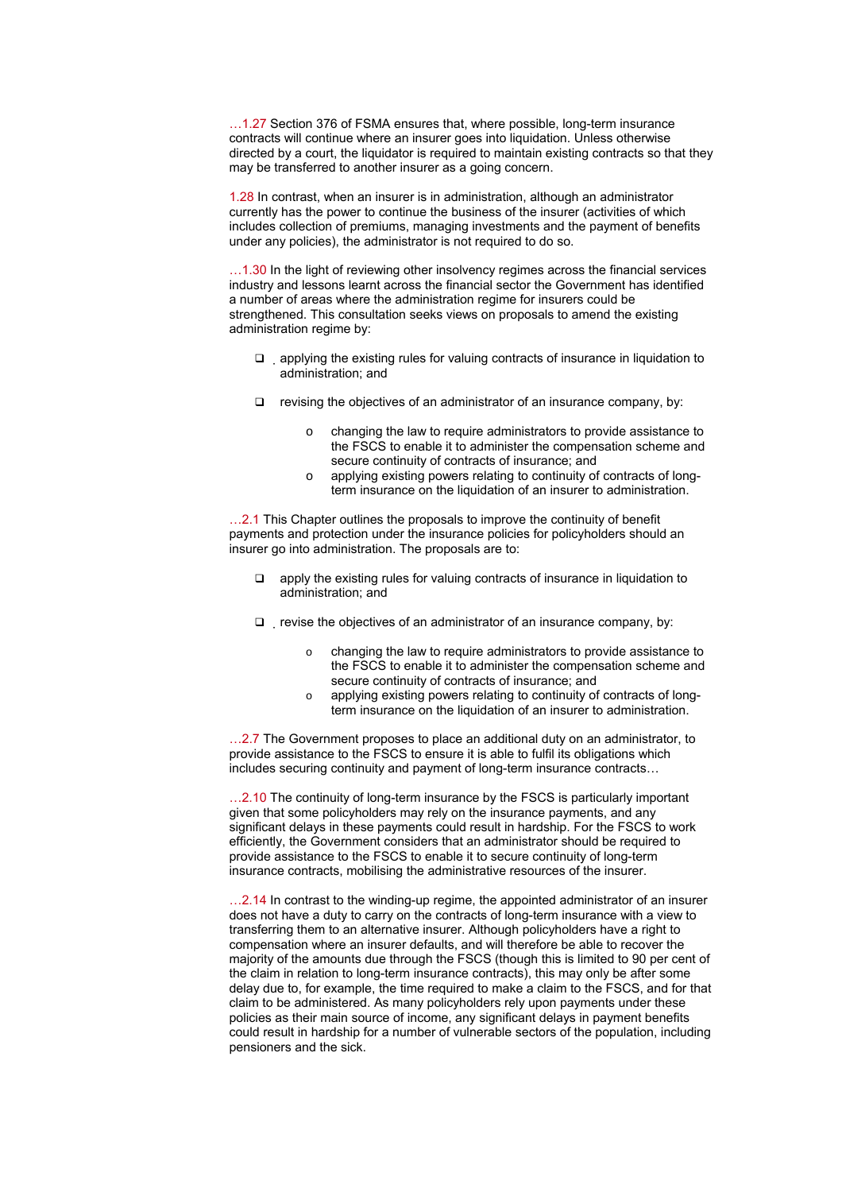…1.27 Section 376 of FSMA ensures that, where possible, long-term insurance contracts will continue where an insurer goes into liquidation. Unless otherwise directed by a court, the liquidator is required to maintain existing contracts so that they may be transferred to another insurer as a going concern.

1.28 In contrast, when an insurer is in administration, although an administrator currently has the power to continue the business of the insurer (activities of which includes collection of premiums, managing investments and the payment of benefits under any policies), the administrator is not required to do so.

…1.30 In the light of reviewing other insolvency regimes across the financial services industry and lessons learnt across the financial sector the Government has identified a number of areas where the administration regime for insurers could be strengthened. This consultation seeks views on proposals to amend the existing administration regime by:

- applying the existing rules for valuing contracts of insurance in liquidation to administration; and
- revising the objectives of an administrator of an insurance company, by:
  - changing the law to require administrators to provide assistance to the FSCS to enable it to administer the compensation scheme and secure continuity of contracts of insurance; and
  - applying existing powers relating to continuity of contracts of long-term insurance on the liquidation of an insurer to administration.

…2.1 This Chapter outlines the proposals to improve the continuity of benefit payments and protection under the insurance policies for policyholders should an insurer go into administration. The proposals are to:

- apply the existing rules for valuing contracts of insurance in liquidation to administration; and
- revise the objectives of an administrator of an insurance company, by:
  - changing the law to require administrators to provide assistance to the FSCS to enable it to administer the compensation scheme and secure continuity of contracts of insurance; and
  - applying existing powers relating to continuity of contracts of long-term insurance on the liquidation of an insurer to administration.

…2.7 The Government proposes to place an additional duty on an administrator, to provide assistance to the FSCS to ensure it is able to fulfil its obligations which includes securing continuity and payment of long-term insurance contracts…

…2.10 The continuity of long-term insurance by the FSCS is particularly important given that some policyholders may rely on the insurance payments, and any significant delays in these payments could result in hardship. For the FSCS to work efficiently, the Government considers that an administrator should be required to provide assistance to the FSCS to enable it to secure continuity of long-term insurance contracts, mobilising the administrative resources of the insurer.

…2.14 In contrast to the winding-up regime, the appointed administrator of an insurer does not have a duty to carry on the contracts of long-term insurance with a view to transferring them to an alternative insurer. Although policyholders have a right to compensation where an insurer defaults, and will therefore be able to recover the majority of the amounts due through the FSCS (though this is limited to 90 per cent of the claim in relation to long-term insurance contracts), this may only be after some delay due to, for example, the time required to make a claim to the FSCS, and for that claim to be administered. As many policyholders rely upon payments under these policies as their main source of income, any significant delays in payment benefits could result in hardship for a number of vulnerable sectors of the population, including pensioners and the sick.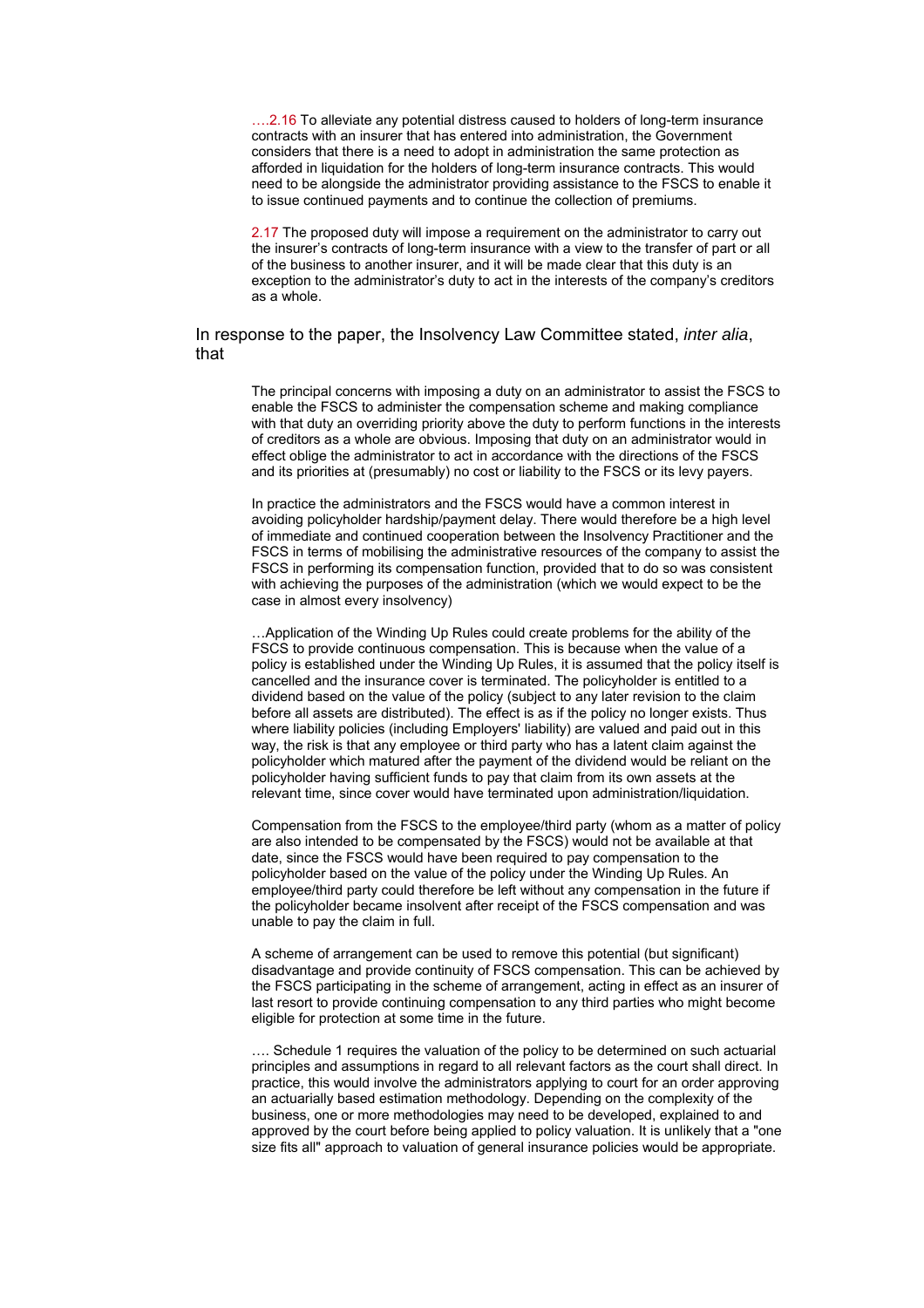> ….2.16 To alleviate any potential distress caused to holders of long-term insurance contracts with an insurer that has entered into administration, the Government considers that there is a need to adopt in administration the same protection as afforded in liquidation for the holders of long-term insurance contracts. This would need to be alongside the administrator providing assistance to the FSCS to enable it to issue continued payments and to continue the collection of premiums.
>
> 2.17 The proposed duty will impose a requirement on the administrator to carry out the insurer's contracts of long-term insurance with a view to the transfer of part or all of the business to another insurer, and it will be made clear that this duty is an exception to the administrator's duty to act in the interests of the company's creditors as a whole.

In response to the paper, the Insolvency Law Committee stated, *inter alia*, that

> The principal concerns with imposing a duty on an administrator to assist the FSCS to enable the FSCS to administer the compensation scheme and making compliance with that duty an overriding priority above the duty to perform functions in the interests of creditors as a whole are obvious. Imposing that duty on an administrator would in effect oblige the administrator to act in accordance with the directions of the FSCS and its priorities at (presumably) no cost or liability to the FSCS or its levy payers.
>
> In practice the administrators and the FSCS would have a common interest in avoiding policyholder hardship/payment delay. There would therefore be a high level of immediate and continued cooperation between the Insolvency Practitioner and the FSCS in terms of mobilising the administrative resources of the company to assist the FSCS in performing its compensation function, provided that to do so was consistent with achieving the purposes of the administration (which we would expect to be the case in almost every insolvency)
>
> …Application of the Winding Up Rules could create problems for the ability of the FSCS to provide continuous compensation. This is because when the value of a policy is established under the Winding Up Rules, it is assumed that the policy itself is cancelled and the insurance cover is terminated. The policyholder is entitled to a dividend based on the value of the policy (subject to any later revision to the claim before all assets are distributed). The effect is as if the policy no longer exists. Thus where liability policies (including Employers' liability) are valued and paid out in this way, the risk is that any employee or third party who has a latent claim against the policyholder which matured after the payment of the dividend would be reliant on the policyholder having sufficient funds to pay that claim from its own assets at the relevant time, since cover would have terminated upon administration/liquidation.
>
> Compensation from the FSCS to the employee/third party (whom as a matter of policy are also intended to be compensated by the FSCS) would not be available at that date, since the FSCS would have been required to pay compensation to the policyholder based on the value of the policy under the Winding Up Rules. An employee/third party could therefore be left without any compensation in the future if the policyholder became insolvent after receipt of the FSCS compensation and was unable to pay the claim in full.
>
> A scheme of arrangement can be used to remove this potential (but significant) disadvantage and provide continuity of FSCS compensation. This can be achieved by the FSCS participating in the scheme of arrangement, acting in effect as an insurer of last resort to provide continuing compensation to any third parties who might become eligible for protection at some time in the future.
>
> …. Schedule 1 requires the valuation of the policy to be determined on such actuarial principles and assumptions in regard to all relevant factors as the court shall direct. In practice, this would involve the administrators applying to court for an order approving an actuarially based estimation methodology. Depending on the complexity of the business, one or more methodologies may need to be developed, explained to and approved by the court before being applied to policy valuation. It is unlikely that a "one size fits all" approach to valuation of general insurance policies would be appropriate.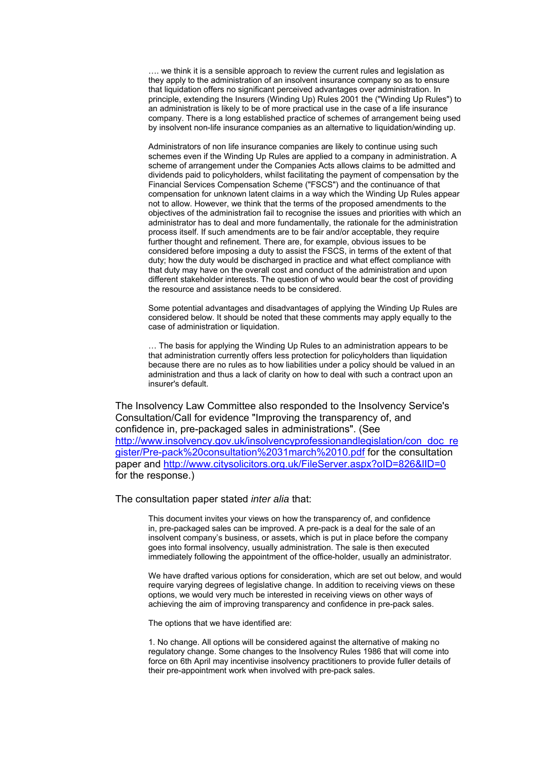> …. we think it is a sensible approach to review the current rules and legislation as they apply to the administration of an insolvent insurance company so as to ensure that liquidation offers no significant perceived advantages over administration. In principle, extending the Insurers (Winding Up) Rules 2001 the ("Winding Up Rules") to an administration is likely to be of more practical use in the case of a life insurance company. There is a long established practice of schemes of arrangement being used by insolvent non-life insurance companies as an alternative to liquidation/winding up.
>
> Administrators of non life insurance companies are likely to continue using such schemes even if the Winding Up Rules are applied to a company in administration. A scheme of arrangement under the Companies Acts allows claims to be admitted and dividends paid to policyholders, whilst facilitating the payment of compensation by the Financial Services Compensation Scheme ("FSCS") and the continuance of that compensation for unknown latent claims in a way which the Winding Up Rules appear not to allow. However, we think that the terms of the proposed amendments to the objectives of the administration fail to recognise the issues and priorities with which an administrator has to deal and more fundamentally, the rationale for the administration process itself. If such amendments are to be fair and/or acceptable, they require further thought and refinement. There are, for example, obvious issues to be considered before imposing a duty to assist the FSCS, in terms of the extent of that duty; how the duty would be discharged in practice and what effect compliance with that duty may have on the overall cost and conduct of the administration and upon different stakeholder interests. The question of who would bear the cost of providing the resource and assistance needs to be considered.
>
> Some potential advantages and disadvantages of applying the Winding Up Rules are considered below. It should be noted that these comments may apply equally to the case of administration or liquidation.
>
> … The basis for applying the Winding Up Rules to an administration appears to be that administration currently offers less protection for policyholders than liquidation because there are no rules as to how liabilities under a policy should be valued in an administration and thus a lack of clarity on how to deal with such a contract upon an insurer's default.

The Insolvency Law Committee also responded to the Insolvency Service's Consultation/Call for evidence "Improving the transparency of, and confidence in, pre-packaged sales in administrations". (See [http://www.insolvency.gov.uk/insolvencyprofessionandlegislation/con_doc_register/Pre-pack%20consultation%2031march%2010.pdf](http://www.insolvency.gov.uk/insolvencyprofessionandlegislation/con_doc_register/Pre-pack%20consultation%2031march%2010.pdf) for the consultation paper and [http://www.citysolicitors.org.uk/FileServer.aspx?oID=826&lID=0](http://www.citysolicitors.org.uk/FileServer.aspx?oID=826&lID=0) for the response.)

The consultation paper stated *inter alia* that:

> This document invites your views on how the transparency of, and confidence in, pre-packaged sales can be improved. A pre-pack is a deal for the sale of an insolvent company's business, or assets, which is put in place before the company goes into formal insolvency, usually administration. The sale is then executed immediately following the appointment of the office-holder, usually an administrator.
>
> We have drafted various options for consideration, which are set out below, and would require varying degrees of legislative change. In addition to receiving views on these options, we would very much be interested in receiving views on other ways of achieving the aim of improving transparency and confidence in pre-pack sales.
>
> The options that we have identified are:
>
> 1. No change. All options will be considered against the alternative of making no regulatory change. Some changes to the Insolvency Rules 1986 that will come into force on 6th April may incentivise insolvency practitioners to provide fuller details of their pre-appointment work when involved with pre-pack sales.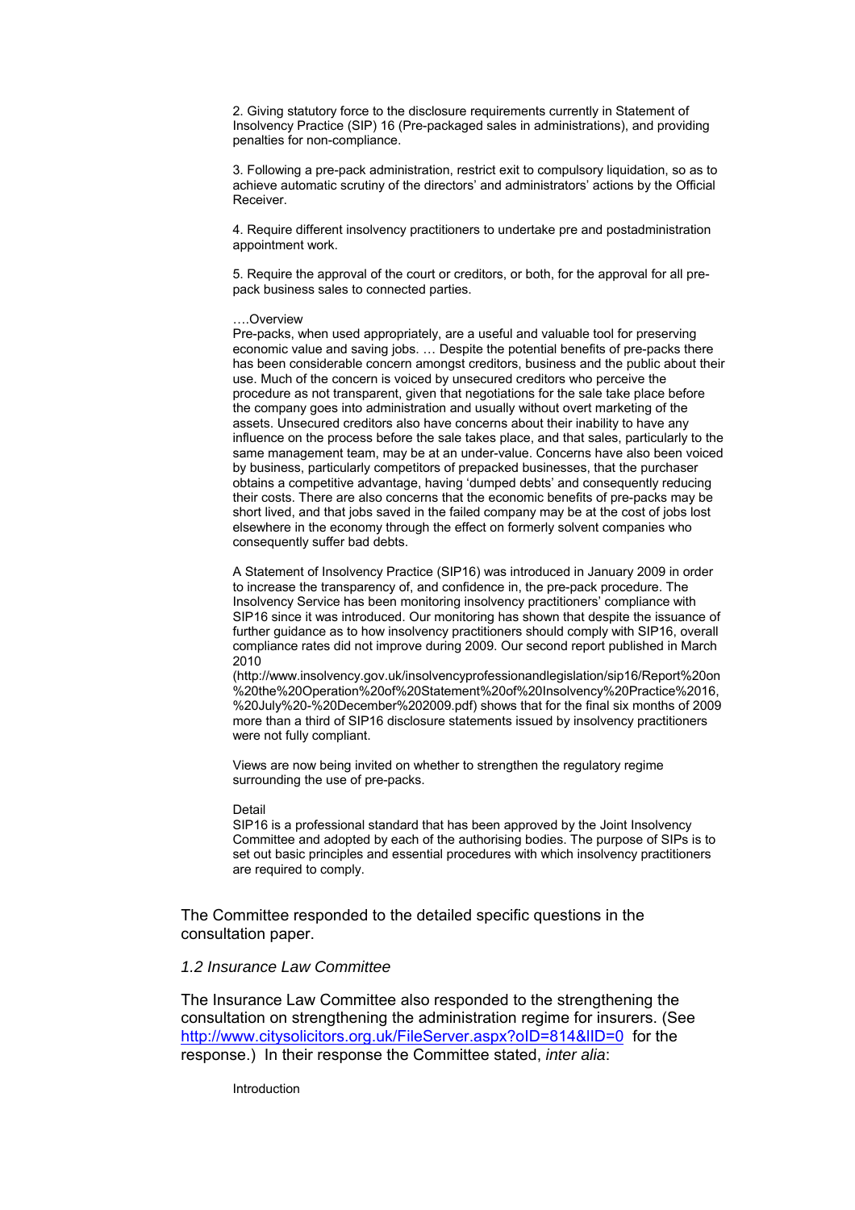2. Giving statutory force to the disclosure requirements currently in Statement of Insolvency Practice (SIP) 16 (Pre-packaged sales in administrations), and providing penalties for non-compliance.

3. Following a pre-pack administration, restrict exit to compulsory liquidation, so as to achieve automatic scrutiny of the directors' and administrators' actions by the Official Receiver.

4. Require different insolvency practitioners to undertake pre and postadministration appointment work.

5. Require the approval of the court or creditors, or both, for the approval for all pre-pack business sales to connected parties.

….Overview
Pre-packs, when used appropriately, are a useful and valuable tool for preserving economic value and saving jobs. … Despite the potential benefits of pre-packs there has been considerable concern amongst creditors, business and the public about their use. Much of the concern is voiced by unsecured creditors who perceive the procedure as not transparent, given that negotiations for the sale take place before the company goes into administration and usually without overt marketing of the assets. Unsecured creditors also have concerns about their inability to have any influence on the process before the sale takes place, and that sales, particularly to the same management team, may be at an under-value. Concerns have also been voiced by business, particularly competitors of prepacked businesses, that the purchaser obtains a competitive advantage, having 'dumped debts' and consequently reducing their costs. There are also concerns that the economic benefits of pre-packs may be short lived, and that jobs saved in the failed company may be at the cost of jobs lost elsewhere in the economy through the effect on formerly solvent companies who consequently suffer bad debts.

A Statement of Insolvency Practice (SIP16) was introduced in January 2009 in order to increase the transparency of, and confidence in, the pre-pack procedure. The Insolvency Service has been monitoring insolvency practitioners' compliance with SIP16 since it was introduced. Our monitoring has shown that despite the issuance of further guidance as to how insolvency practitioners should comply with SIP16, overall compliance rates did not improve during 2009. Our second report published in March 2010
(http://www.insolvency.gov.uk/insolvencyprofessionandlegislation/sip16/Report%20on%20the%20Operation%20of%20Statement%20of%20Insolvency%20Practice%2016,%20July%20-%20December%202009.pdf) shows that for the final six months of 2009 more than a third of SIP16 disclosure statements issued by insolvency practitioners were not fully compliant.

Views are now being invited on whether to strengthen the regulatory regime surrounding the use of pre-packs.

Detail
SIP16 is a professional standard that has been approved by the Joint Insolvency Committee and adopted by each of the authorising bodies. The purpose of SIPs is to set out basic principles and essential procedures with which insolvency practitioners are required to comply.

The Committee responded to the detailed specific questions in the consultation paper.

### *1.2 Insurance Law Committee*

The Insurance Law Committee also responded to the strengthening the consultation on strengthening the administration regime for insurers. (See [http://www.citysolicitors.org.uk/FileServer.aspx?oID=814&lID=0](http://www.citysolicitors.org.uk/FileServer.aspx?oID=814&lID=0) for the response.) In their response the Committee stated, *inter alia*:

Introduction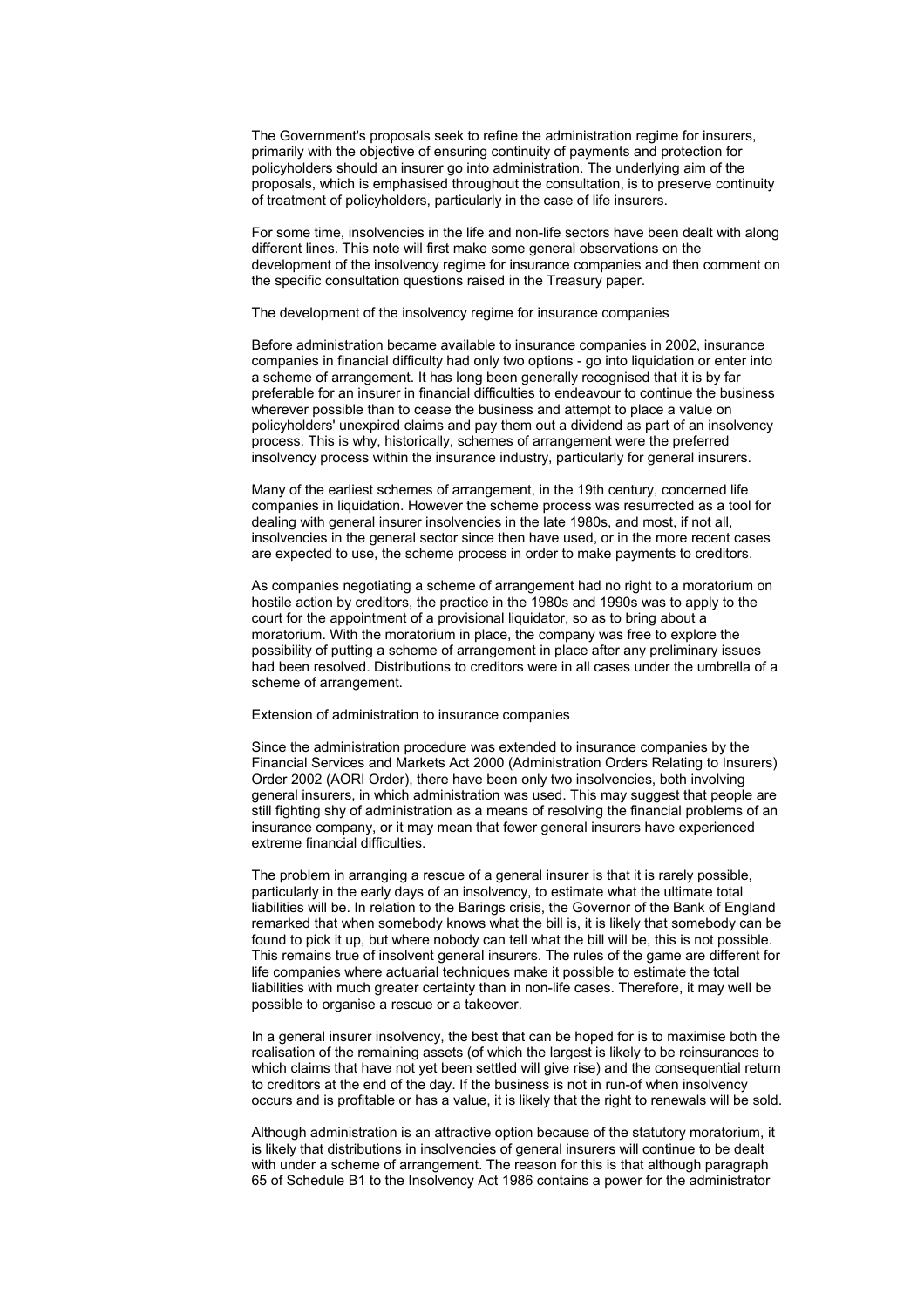The Government's proposals seek to refine the administration regime for insurers, primarily with the objective of ensuring continuity of payments and protection for policyholders should an insurer go into administration. The underlying aim of the proposals, which is emphasised throughout the consultation, is to preserve continuity of treatment of policyholders, particularly in the case of life insurers.

For some time, insolvencies in the life and non-life sectors have been dealt with along different lines. This note will first make some general observations on the development of the insolvency regime for insurance companies and then comment on the specific consultation questions raised in the Treasury paper.

## The development of the insolvency regime for insurance companies

Before administration became available to insurance companies in 2002, insurance companies in financial difficulty had only two options - go into liquidation or enter into a scheme of arrangement. It has long been generally recognised that it is by far preferable for an insurer in financial difficulties to endeavour to continue the business wherever possible than to cease the business and attempt to place a value on policyholders' unexpired claims and pay them out a dividend as part of an insolvency process. This is why, historically, schemes of arrangement were the preferred insolvency process within the insurance industry, particularly for general insurers.

Many of the earliest schemes of arrangement, in the 19th century, concerned life companies in liquidation. However the scheme process was resurrected as a tool for dealing with general insurer insolvencies in the late 1980s, and most, if not all, insolvencies in the general sector since then have used, or in the more recent cases are expected to use, the scheme process in order to make payments to creditors.

As companies negotiating a scheme of arrangement had no right to a moratorium on hostile action by creditors, the practice in the 1980s and 1990s was to apply to the court for the appointment of a provisional liquidator, so as to bring about a moratorium. With the moratorium in place, the company was free to explore the possibility of putting a scheme of arrangement in place after any preliminary issues had been resolved. Distributions to creditors were in all cases under the umbrella of a scheme of arrangement.

## Extension of administration to insurance companies

Since the administration procedure was extended to insurance companies by the Financial Services and Markets Act 2000 (Administration Orders Relating to Insurers) Order 2002 (AORI Order), there have been only two insolvencies, both involving general insurers, in which administration was used. This may suggest that people are still fighting shy of administration as a means of resolving the financial problems of an insurance company, or it may mean that fewer general insurers have experienced extreme financial difficulties.

The problem in arranging a rescue of a general insurer is that it is rarely possible, particularly in the early days of an insolvency, to estimate what the ultimate total liabilities will be. In relation to the Barings crisis, the Governor of the Bank of England remarked that when somebody knows what the bill is, it is likely that somebody can be found to pick it up, but where nobody can tell what the bill will be, this is not possible. This remains true of insolvent general insurers. The rules of the game are different for life companies where actuarial techniques make it possible to estimate the total liabilities with much greater certainty than in non-life cases. Therefore, it may well be possible to organise a rescue or a takeover.

In a general insurer insolvency, the best that can be hoped for is to maximise both the realisation of the remaining assets (of which the largest is likely to be reinsurances to which claims that have not yet been settled will give rise) and the consequential return to creditors at the end of the day. If the business is not in run-of when insolvency occurs and is profitable or has a value, it is likely that the right to renewals will be sold.

Although administration is an attractive option because of the statutory moratorium, it is likely that distributions in insolvencies of general insurers will continue to be dealt with under a scheme of arrangement. The reason for this is that although paragraph 65 of Schedule B1 to the Insolvency Act 1986 contains a power for the administrator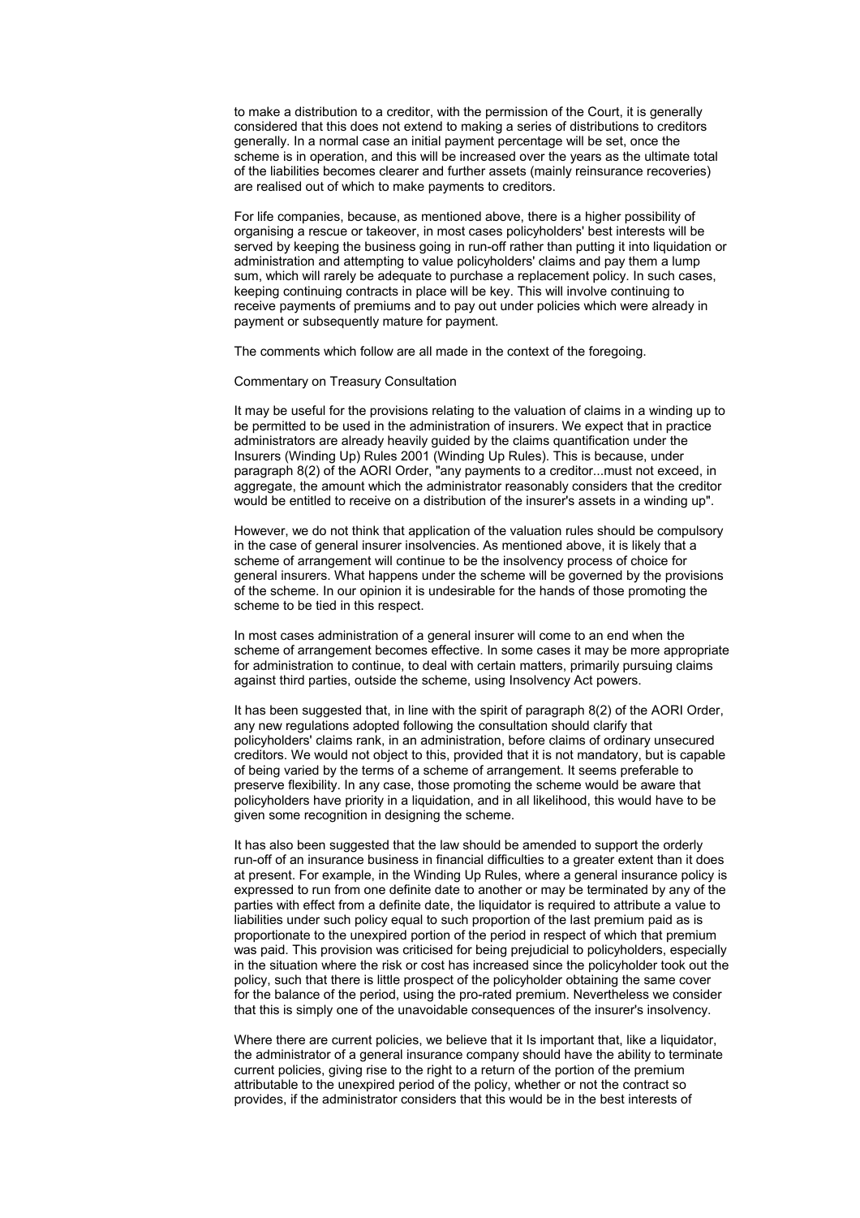to make a distribution to a creditor, with the permission of the Court, it is generally considered that this does not extend to making a series of distributions to creditors generally. In a normal case an initial payment percentage will be set, once the scheme is in operation, and this will be increased over the years as the ultimate total of the liabilities becomes clearer and further assets (mainly reinsurance recoveries) are realised out of which to make payments to creditors.

For life companies, because, as mentioned above, there is a higher possibility of organising a rescue or takeover, in most cases policyholders' best interests will be served by keeping the business going in run-off rather than putting it into liquidation or administration and attempting to value policyholders' claims and pay them a lump sum, which will rarely be adequate to purchase a replacement policy. In such cases, keeping continuing contracts in place will be key. This will involve continuing to receive payments of premiums and to pay out under policies which were already in payment or subsequently mature for payment.

The comments which follow are all made in the context of the foregoing.

Commentary on Treasury Consultation

It may be useful for the provisions relating to the valuation of claims in a winding up to be permitted to be used in the administration of insurers. We expect that in practice administrators are already heavily guided by the claims quantification under the Insurers (Winding Up) Rules 2001 (Winding Up Rules). This is because, under paragraph 8(2) of the AORI Order, "any payments to a creditor...must not exceed, in aggregate, the amount which the administrator reasonably considers that the creditor would be entitled to receive on a distribution of the insurer's assets in a winding up".

However, we do not think that application of the valuation rules should be compulsory in the case of general insurer insolvencies. As mentioned above, it is likely that a scheme of arrangement will continue to be the insolvency process of choice for general insurers. What happens under the scheme will be governed by the provisions of the scheme. In our opinion it is undesirable for the hands of those promoting the scheme to be tied in this respect.

In most cases administration of a general insurer will come to an end when the scheme of arrangement becomes effective. In some cases it may be more appropriate for administration to continue, to deal with certain matters, primarily pursuing claims against third parties, outside the scheme, using Insolvency Act powers.

It has been suggested that, in line with the spirit of paragraph 8(2) of the AORI Order, any new regulations adopted following the consultation should clarify that policyholders' claims rank, in an administration, before claims of ordinary unsecured creditors. We would not object to this, provided that it is not mandatory, but is capable of being varied by the terms of a scheme of arrangement. It seems preferable to preserve flexibility. In any case, those promoting the scheme would be aware that policyholders have priority in a liquidation, and in all likelihood, this would have to be given some recognition in designing the scheme.

It has also been suggested that the law should be amended to support the orderly run-off of an insurance business in financial difficulties to a greater extent than it does at present. For example, in the Winding Up Rules, where a general insurance policy is expressed to run from one definite date to another or may be terminated by any of the parties with effect from a definite date, the liquidator is required to attribute a value to liabilities under such policy equal to such proportion of the last premium paid as is proportionate to the unexpired portion of the period in respect of which that premium was paid. This provision was criticised for being prejudicial to policyholders, especially in the situation where the risk or cost has increased since the policyholder took out the policy, such that there is little prospect of the policyholder obtaining the same cover for the balance of the period, using the pro-rated premium. Nevertheless we consider that this is simply one of the unavoidable consequences of the insurer's insolvency.

Where there are current policies, we believe that it Is important that, like a liquidator, the administrator of a general insurance company should have the ability to terminate current policies, giving rise to the right to a return of the portion of the premium attributable to the unexpired period of the policy, whether or not the contract so provides, if the administrator considers that this would be in the best interests of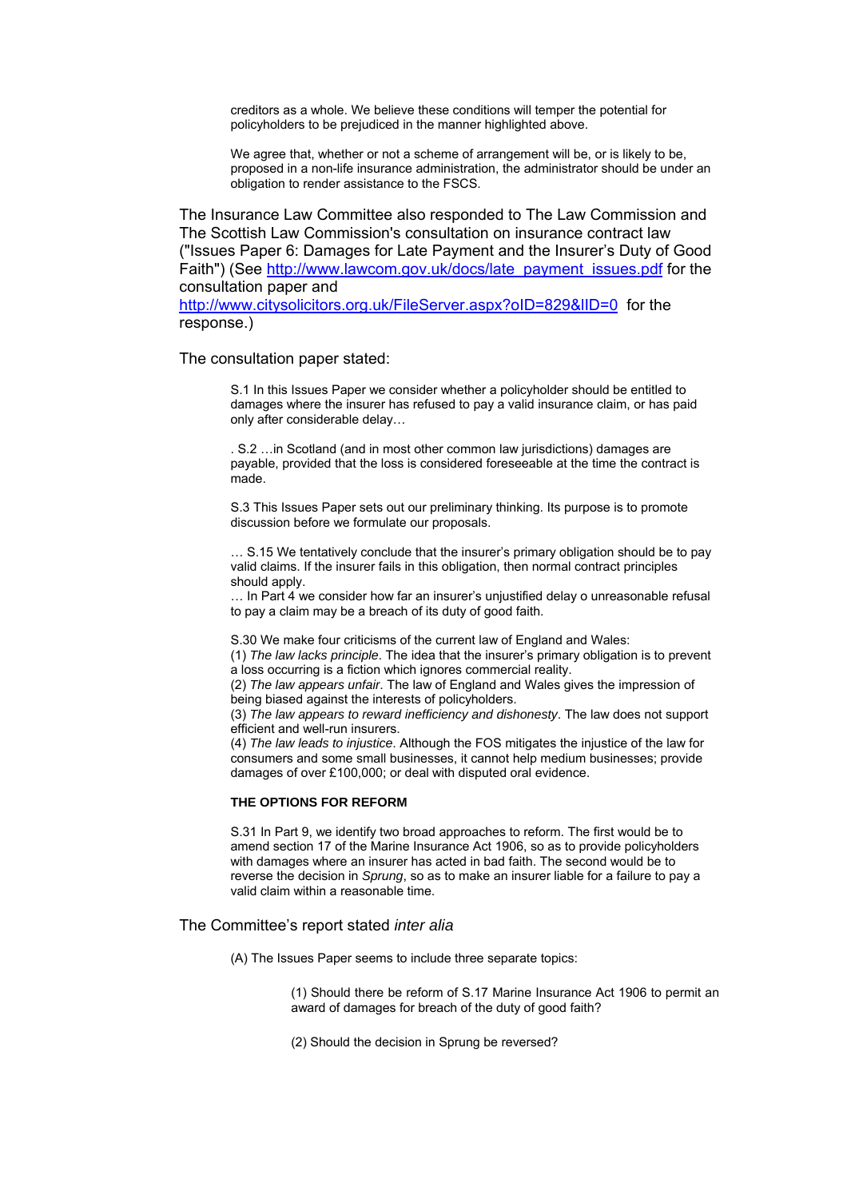> creditors as a whole. We believe these conditions will temper the potential for policyholders to be prejudiced in the manner highlighted above.
>
> We agree that, whether or not a scheme of arrangement will be, or is likely to be, proposed in a non-life insurance administration, the administrator should be under an obligation to render assistance to the FSCS.

The Insurance Law Committee also responded to The Law Commission and The Scottish Law Commission's consultation on insurance contract law ("Issues Paper 6: Damages for Late Payment and the Insurer's Duty of Good Faith") (See http://www.lawcom.gov.uk/docs/late_payment_issues.pdf for the consultation paper and http://www.citysolicitors.org.uk/FileServer.aspx?oID=829&lID=0 for the response.)

The consultation paper stated:

> S.1 In this Issues Paper we consider whether a policyholder should be entitled to damages where the insurer has refused to pay a valid insurance claim, or has paid only after considerable delay…
>
> . S.2 …in Scotland (and in most other common law jurisdictions) damages are payable, provided that the loss is considered foreseeable at the time the contract is made.
>
> S.3 This Issues Paper sets out our preliminary thinking. Its purpose is to promote discussion before we formulate our proposals.
>
> … S.15 We tentatively conclude that the insurer's primary obligation should be to pay valid claims. If the insurer fails in this obligation, then normal contract principles should apply.
> … In Part 4 we consider how far an insurer's unjustified delay o unreasonable refusal to pay a claim may be a breach of its duty of good faith.
>
> S.30 We make four criticisms of the current law of England and Wales:
> (1) *The law lacks principle*. The idea that the insurer's primary obligation is to prevent a loss occurring is a fiction which ignores commercial reality.
> (2) *The law appears unfair*. The law of England and Wales gives the impression of being biased against the interests of policyholders.
> (3) *The law appears to reward inefficiency and dishonesty*. The law does not support efficient and well-run insurers.
> (4) *The law leads to injustice*. Although the FOS mitigates the injustice of the law for consumers and some small businesses, it cannot help medium businesses; provide damages of over £100,000; or deal with disputed oral evidence.
>
> **THE OPTIONS FOR REFORM**
>
> S.31 In Part 9, we identify two broad approaches to reform. The first would be to amend section 17 of the Marine Insurance Act 1906, so as to provide policyholders with damages where an insurer has acted in bad faith. The second would be to reverse the decision in *Sprung*, so as to make an insurer liable for a failure to pay a valid claim within a reasonable time.

The Committee's report stated *inter alia*

> (A) The Issues Paper seems to include three separate topics:
>
> > (1) Should there be reform of S.17 Marine Insurance Act 1906 to permit an award of damages for breach of the duty of good faith?
> >
> > (2) Should the decision in Sprung be reversed?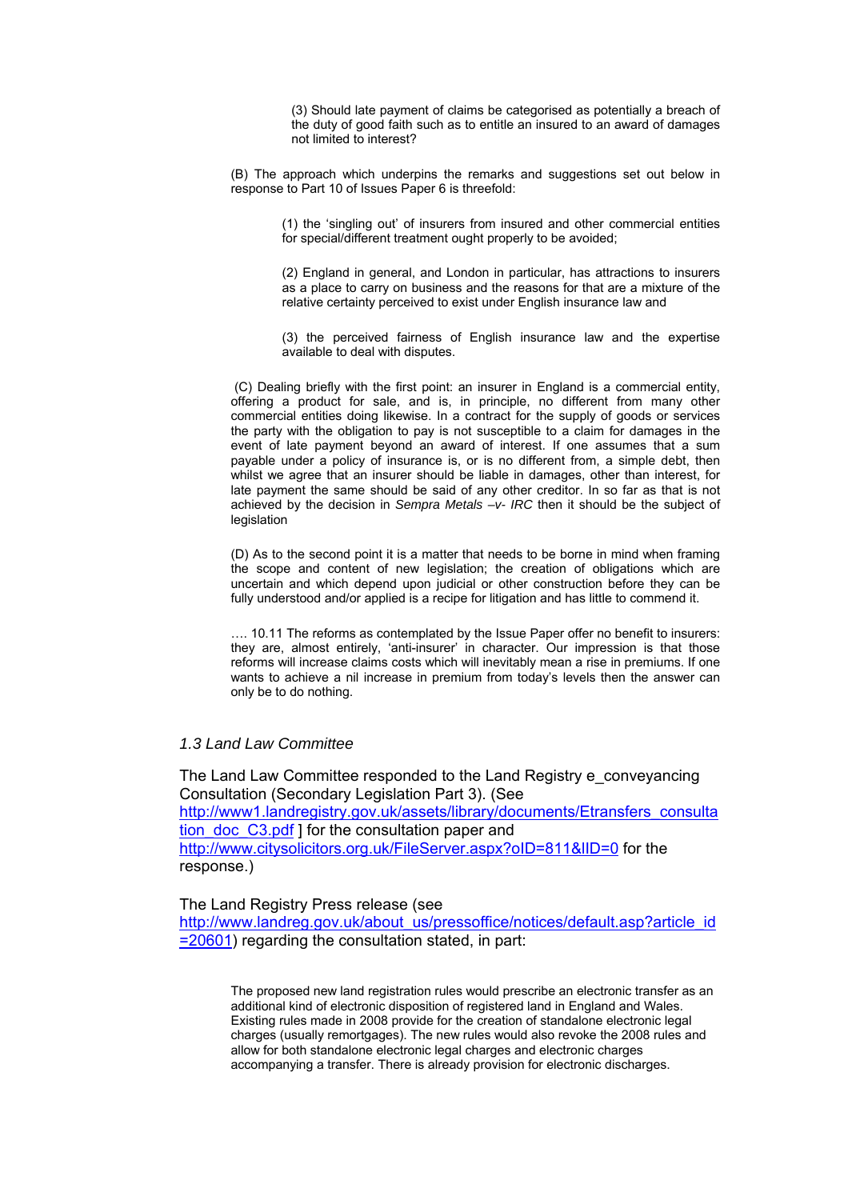(3) Should late payment of claims be categorised as potentially a breach of the duty of good faith such as to entitle an insured to an award of damages not limited to interest?

(B) The approach which underpins the remarks and suggestions set out below in response to Part 10 of Issues Paper 6 is threefold:

(1) the 'singling out' of insurers from insured and other commercial entities for special/different treatment ought properly to be avoided;

(2) England in general, and London in particular, has attractions to insurers as a place to carry on business and the reasons for that are a mixture of the relative certainty perceived to exist under English insurance law and

(3) the perceived fairness of English insurance law and the expertise available to deal with disputes.

(C) Dealing briefly with the first point: an insurer in England is a commercial entity, offering a product for sale, and is, in principle, no different from many other commercial entities doing likewise. In a contract for the supply of goods or services the party with the obligation to pay is not susceptible to a claim for damages in the event of late payment beyond an award of interest. If one assumes that a sum payable under a policy of insurance is, or is no different from, a simple debt, then whilst we agree that an insurer should be liable in damages, other than interest, for late payment the same should be said of any other creditor. In so far as that is not achieved by the decision in *Sempra Metals –v- IRC* then it should be the subject of legislation

(D) As to the second point it is a matter that needs to be borne in mind when framing the scope and content of new legislation; the creation of obligations which are uncertain and which depend upon judicial or other construction before they can be fully understood and/or applied is a recipe for litigation and has little to commend it.

…. 10.11 The reforms as contemplated by the Issue Paper offer no benefit to insurers: they are, almost entirely, 'anti-insurer' in character. Our impression is that those reforms will increase claims costs which will inevitably mean a rise in premiums. If one wants to achieve a nil increase in premium from today's levels then the answer can only be to do nothing.

### *1.3 Land Law Committee*

The Land Law Committee responded to the Land Registry e_conveyancing Consultation (Secondary Legislation Part 3). (See http://www1.landregistry.gov.uk/assets/library/documents/Etransfers_consultation_doc_C3.pdf ] for the consultation paper and http://www.citysolicitors.org.uk/FileServer.aspx?oID=811&lID=0 for the response.)

The Land Registry Press release (see http://www.landreg.gov.uk/about_us/pressoffice/notices/default.asp?article_id=20601) regarding the consultation stated, in part:

> The proposed new land registration rules would prescribe an electronic transfer as an additional kind of electronic disposition of registered land in England and Wales. Existing rules made in 2008 provide for the creation of standalone electronic legal charges (usually remortgages). The new rules would also revoke the 2008 rules and allow for both standalone electronic legal charges and electronic charges accompanying a transfer. There is already provision for electronic discharges.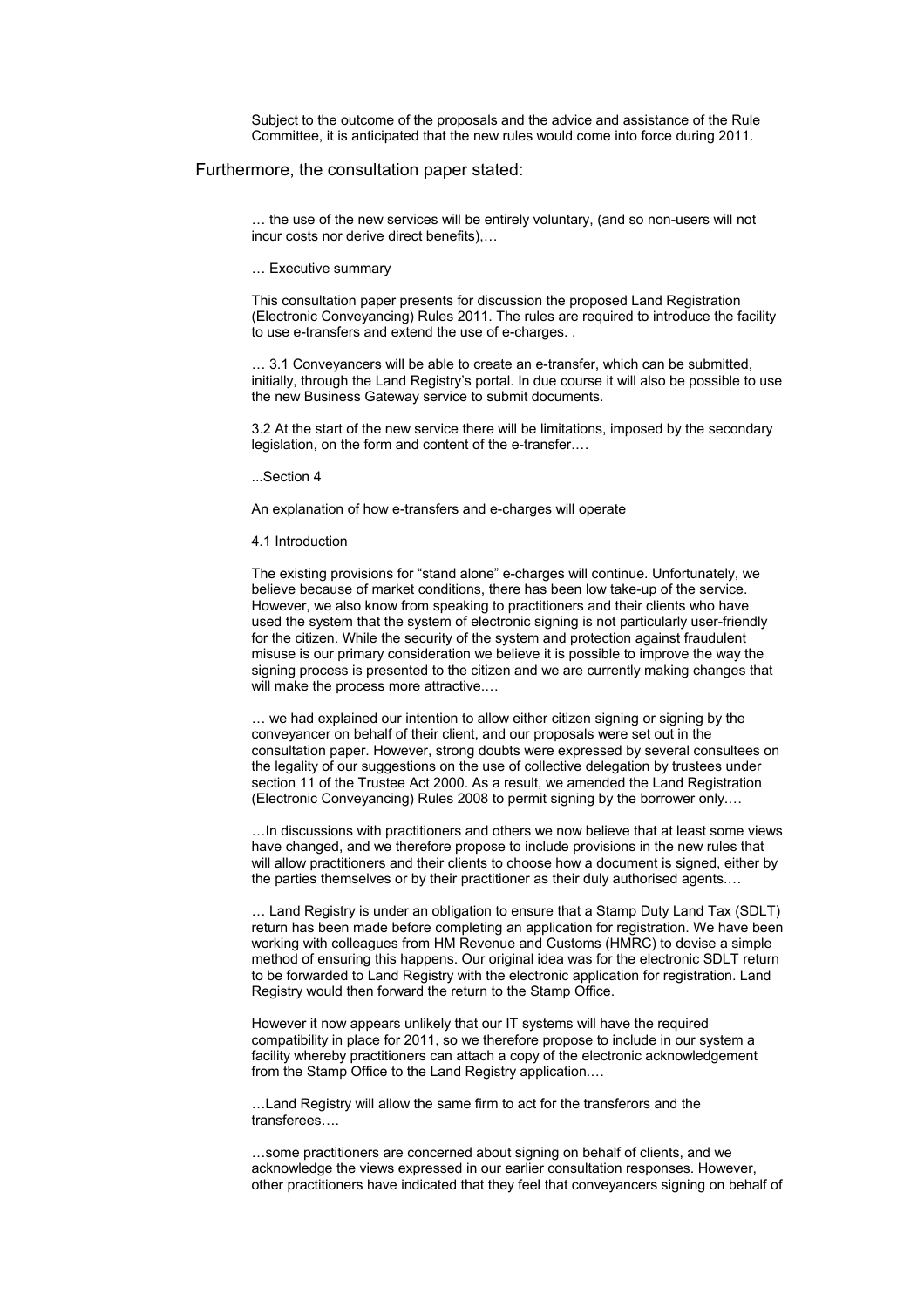Subject to the outcome of the proposals and the advice and assistance of the Rule Committee, it is anticipated that the new rules would come into force during 2011.

Furthermore, the consultation paper stated:

> … the use of the new services will be entirely voluntary, (and so non-users will not incur costs nor derive direct benefits),…
>
> … Executive summary
>
> This consultation paper presents for discussion the proposed Land Registration (Electronic Conveyancing) Rules 2011. The rules are required to introduce the facility to use e-transfers and extend the use of e-charges. .
>
> … 3.1 Conveyancers will be able to create an e-transfer, which can be submitted, initially, through the Land Registry's portal. In due course it will also be possible to use the new Business Gateway service to submit documents.
>
> 3.2 At the start of the new service there will be limitations, imposed by the secondary legislation, on the form and content of the e-transfer.…
>
> ...Section 4
>
> An explanation of how e-transfers and e-charges will operate
>
> 4.1 Introduction
>
> The existing provisions for "stand alone" e-charges will continue. Unfortunately, we believe because of market conditions, there has been low take-up of the service. However, we also know from speaking to practitioners and their clients who have used the system that the system of electronic signing is not particularly user-friendly for the citizen. While the security of the system and protection against fraudulent misuse is our primary consideration we believe it is possible to improve the way the signing process is presented to the citizen and we are currently making changes that will make the process more attractive.…
>
> … we had explained our intention to allow either citizen signing or signing by the conveyancer on behalf of their client, and our proposals were set out in the consultation paper. However, strong doubts were expressed by several consultees on the legality of our suggestions on the use of collective delegation by trustees under section 11 of the Trustee Act 2000. As a result, we amended the Land Registration (Electronic Conveyancing) Rules 2008 to permit signing by the borrower only.…
>
> …In discussions with practitioners and others we now believe that at least some views have changed, and we therefore propose to include provisions in the new rules that will allow practitioners and their clients to choose how a document is signed, either by the parties themselves or by their practitioner as their duly authorised agents.…
>
> … Land Registry is under an obligation to ensure that a Stamp Duty Land Tax (SDLT) return has been made before completing an application for registration. We have been working with colleagues from HM Revenue and Customs (HMRC) to devise a simple method of ensuring this happens. Our original idea was for the electronic SDLT return to be forwarded to Land Registry with the electronic application for registration. Land Registry would then forward the return to the Stamp Office.
>
> However it now appears unlikely that our IT systems will have the required compatibility in place for 2011, so we therefore propose to include in our system a facility whereby practitioners can attach a copy of the electronic acknowledgement from the Stamp Office to the Land Registry application.…
>
> …Land Registry will allow the same firm to act for the transferors and the transferees….
>
> …some practitioners are concerned about signing on behalf of clients, and we acknowledge the views expressed in our earlier consultation responses. However, other practitioners have indicated that they feel that conveyancers signing on behalf of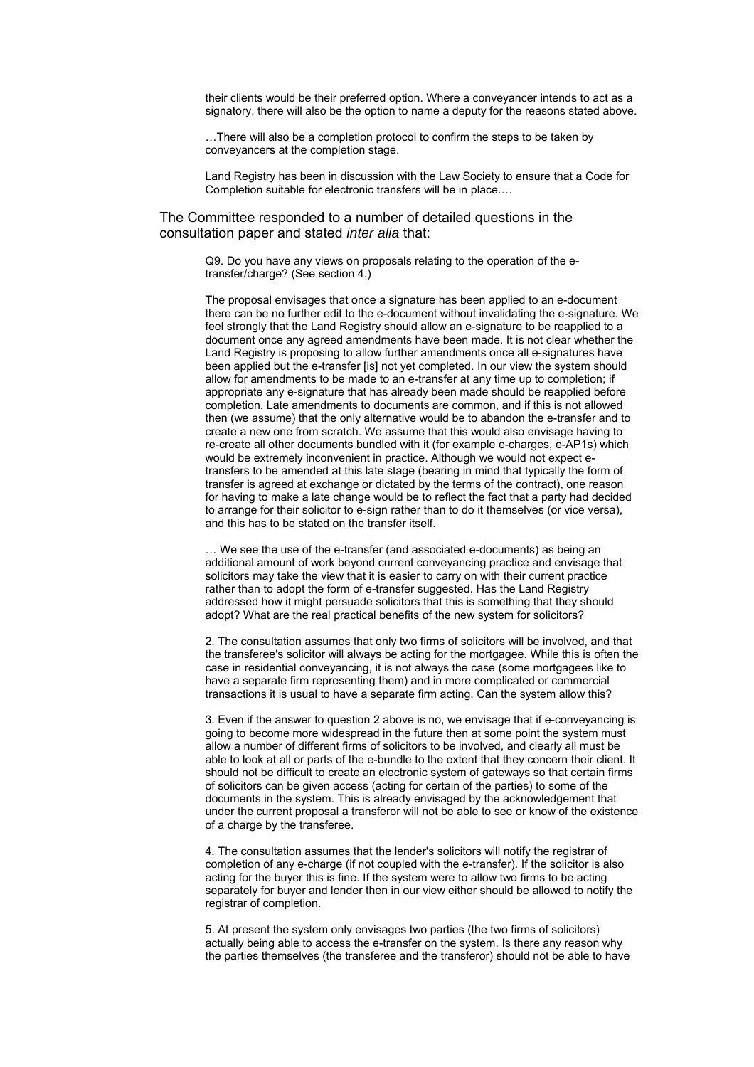> their clients would be their preferred option. Where a conveyancer intends to act as a signatory, there will also be the option to name a deputy for the reasons stated above.
>
> …There will also be a completion protocol to confirm the steps to be taken by conveyancers at the completion stage.
>
> Land Registry has been in discussion with the Law Society to ensure that a Code for Completion suitable for electronic transfers will be in place.…

The Committee responded to a number of detailed questions in the consultation paper and stated *inter alia* that:

> Q9. Do you have any views on proposals relating to the operation of the e-transfer/charge? (See section 4.)
>
> The proposal envisages that once a signature has been applied to an e-document there can be no further edit to the e-document without invalidating the e-signature. We feel strongly that the Land Registry should allow an e-signature to be reapplied to a document once any agreed amendments have been made. It is not clear whether the Land Registry is proposing to allow further amendments once all e-signatures have been applied but the e-transfer [is] not yet completed. In our view the system should allow for amendments to be made to an e-transfer at any time up to completion; if appropriate any e-signature that has already been made should be reapplied before completion. Late amendments to documents are common, and if this is not allowed then (we assume) that the only alternative would be to abandon the e-transfer and to create a new one from scratch. We assume that this would also envisage having to re-create all other documents bundled with it (for example e-charges, e-AP1s) which would be extremely inconvenient in practice. Although we would not expect e-transfers to be amended at this late stage (bearing in mind that typically the form of transfer is agreed at exchange or dictated by the terms of the contract), one reason for having to make a late change would be to reflect the fact that a party had decided to arrange for their solicitor to e-sign rather than to do it themselves (or vice versa), and this has to be stated on the transfer itself.
>
> … We see the use of the e-transfer (and associated e-documents) as being an additional amount of work beyond current conveyancing practice and envisage that solicitors may take the view that it is easier to carry on with their current practice rather than to adopt the form of e-transfer suggested. Has the Land Registry addressed how it might persuade solicitors that this is something that they should adopt? What are the real practical benefits of the new system for solicitors?
>
> 2. The consultation assumes that only two firms of solicitors will be involved, and that the transferee's solicitor will always be acting for the mortgagee. While this is often the case in residential conveyancing, it is not always the case (some mortgagees like to have a separate firm representing them) and in more complicated or commercial transactions it is usual to have a separate firm acting. Can the system allow this?
>
> 3. Even if the answer to question 2 above is no, we envisage that if e-conveyancing is going to become more widespread in the future then at some point the system must allow a number of different firms of solicitors to be involved, and clearly all must be able to look at all or parts of the e-bundle to the extent that they concern their client. It should not be difficult to create an electronic system of gateways so that certain firms of solicitors can be given access (acting for certain of the parties) to some of the documents in the system. This is already envisaged by the acknowledgement that under the current proposal a transferor will not be able to see or know of the existence of a charge by the transferee.
>
> 4. The consultation assumes that the lender's solicitors will notify the registrar of completion of any e-charge (if not coupled with the e-transfer). If the solicitor is also acting for the buyer this is fine. If the system were to allow two firms to be acting separately for buyer and lender then in our view either should be allowed to notify the registrar of completion.
>
> 5. At present the system only envisages two parties (the two firms of solicitors) actually being able to access the e-transfer on the system. Is there any reason why the parties themselves (the transferee and the transferor) should not be able to have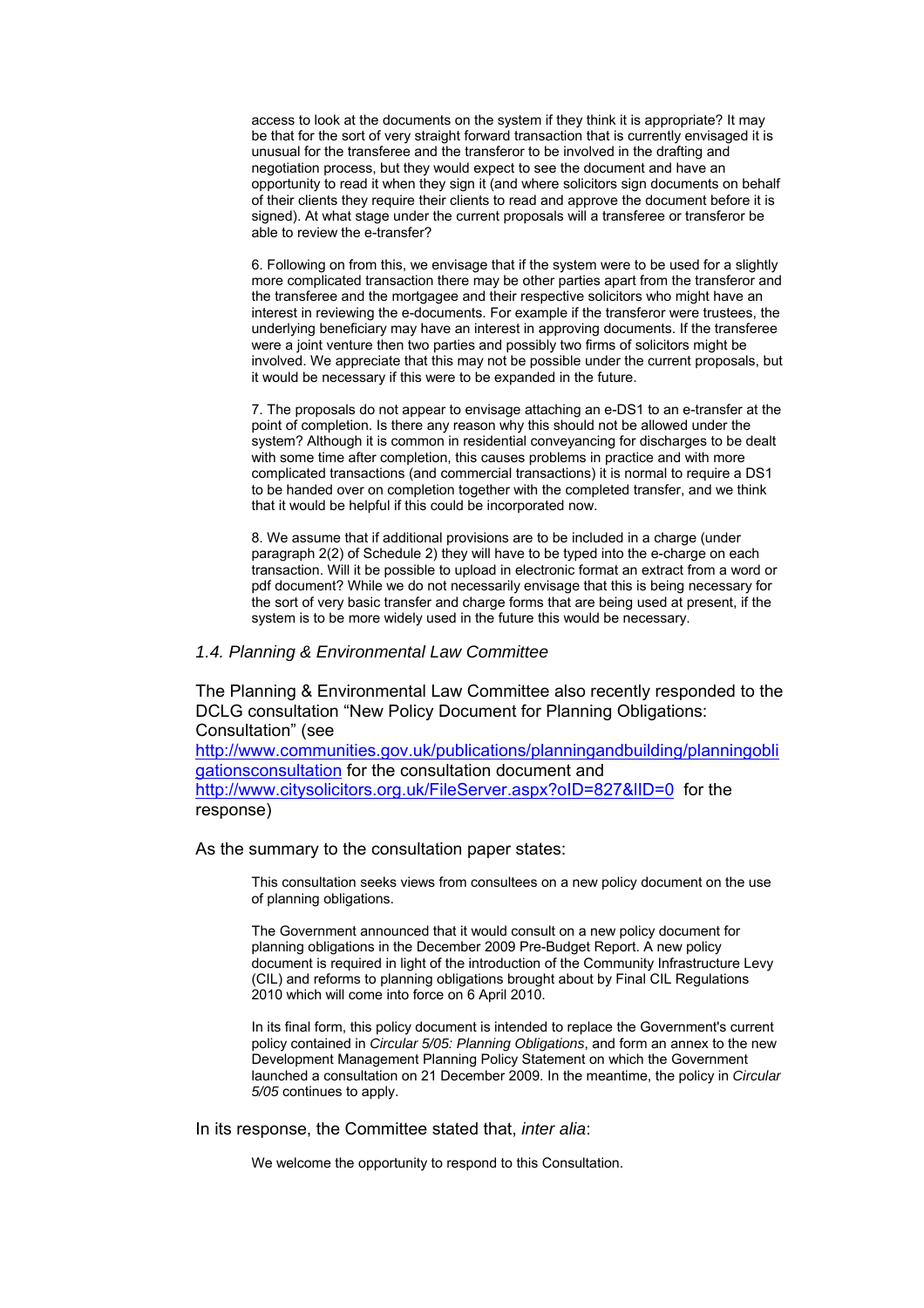> access to look at the documents on the system if they think it is appropriate? It may be that for the sort of very straight forward transaction that is currently envisaged it is unusual for the transferee and the transferor to be involved in the drafting and negotiation process, but they would expect to see the document and have an opportunity to read it when they sign it (and where solicitors sign documents on behalf of their clients they require their clients to read and approve the document before it is signed). At what stage under the current proposals will a transferee or transferor be able to review the e-transfer?
>
> 6. Following on from this, we envisage that if the system were to be used for a slightly more complicated transaction there may be other parties apart from the transferor and the transferee and the mortgagee and their respective solicitors who might have an interest in reviewing the e-documents. For example if the transferor were trustees, the underlying beneficiary may have an interest in approving documents. If the transferee were a joint venture then two parties and possibly two firms of solicitors might be involved. We appreciate that this may not be possible under the current proposals, but it would be necessary if this were to be expanded in the future.
>
> 7. The proposals do not appear to envisage attaching an e-DS1 to an e-transfer at the point of completion. Is there any reason why this should not be allowed under the system? Although it is common in residential conveyancing for discharges to be dealt with some time after completion, this causes problems in practice and with more complicated transactions (and commercial transactions) it is normal to require a DS1 to be handed over on completion together with the completed transfer, and we think that it would be helpful if this could be incorporated now.
>
> 8. We assume that if additional provisions are to be included in a charge (under paragraph 2(2) of Schedule 2) they will have to be typed into the e-charge on each transaction. Will it be possible to upload in electronic format an extract from a word or pdf document? While we do not necessarily envisage that this is being necessary for the sort of very basic transfer and charge forms that are being used at present, if the system is to be more widely used in the future this would be necessary.

### *1.4. Planning & Environmental Law Committee*

The Planning & Environmental Law Committee also recently responded to the DCLG consultation "New Policy Document for Planning Obligations: Consultation" (see http://www.communities.gov.uk/publications/planningandbuilding/planningobligationsconsultation for the consultation document and http://www.citysolicitors.org.uk/FileServer.aspx?oID=827&lID=0 for the response)

As the summary to the consultation paper states:

> This consultation seeks views from consultees on a new policy document on the use of planning obligations.
>
> The Government announced that it would consult on a new policy document for planning obligations in the December 2009 Pre-Budget Report. A new policy document is required in light of the introduction of the Community Infrastructure Levy (CIL) and reforms to planning obligations brought about by Final CIL Regulations 2010 which will come into force on 6 April 2010.
>
> In its final form, this policy document is intended to replace the Government's current policy contained in *Circular 5/05: Planning Obligations*, and form an annex to the new Development Management Planning Policy Statement on which the Government launched a consultation on 21 December 2009. In the meantime, the policy in *Circular 5/05* continues to apply.

In its response, the Committee stated that, *inter alia*:

> We welcome the opportunity to respond to this Consultation.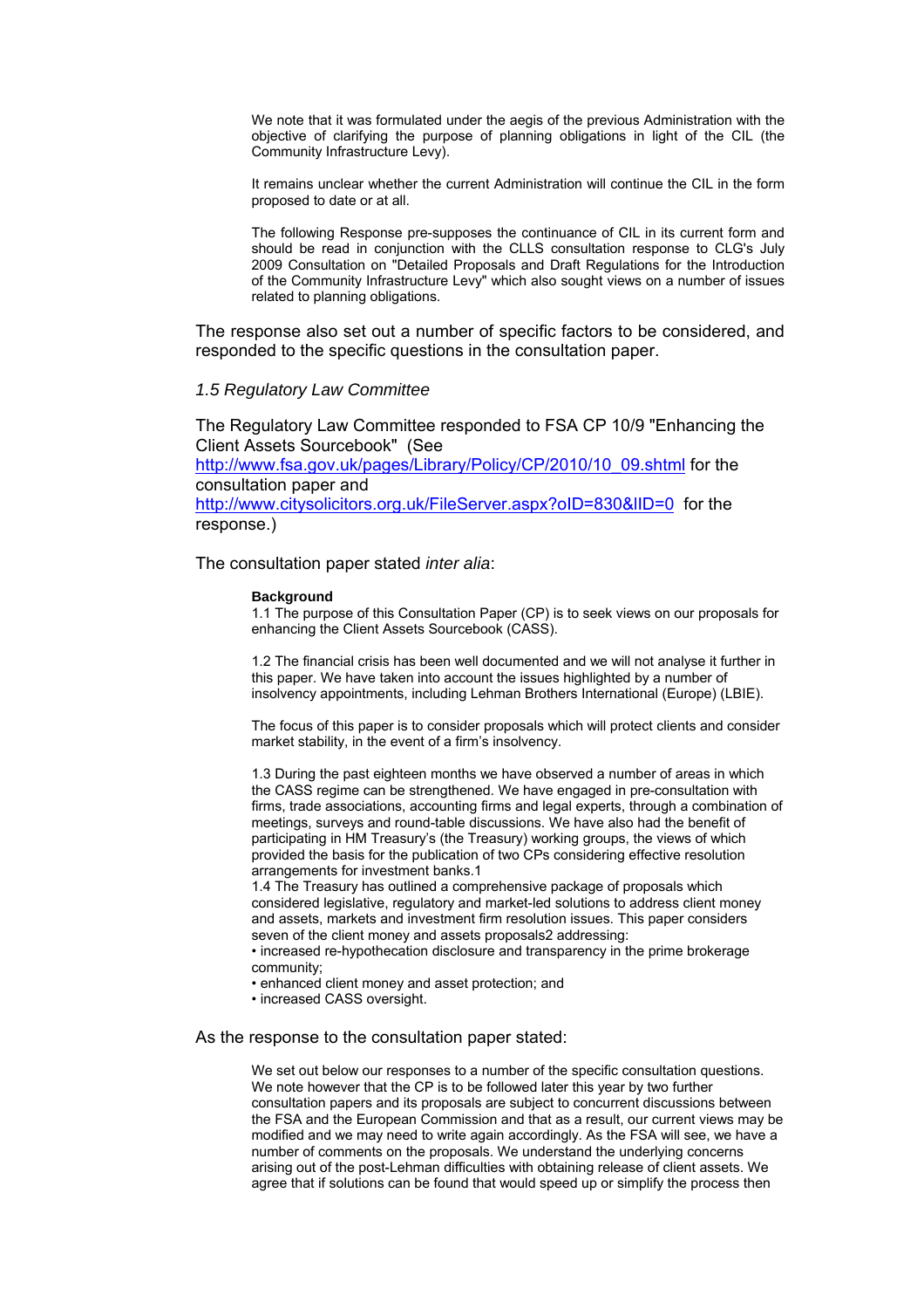> We note that it was formulated under the aegis of the previous Administration with the objective of clarifying the purpose of planning obligations in light of the CIL (the Community Infrastructure Levy).
>
> It remains unclear whether the current Administration will continue the CIL in the form proposed to date or at all.
>
> The following Response pre-supposes the continuance of CIL in its current form and should be read in conjunction with the CLLS consultation response to CLG's July 2009 Consultation on "Detailed Proposals and Draft Regulations for the Introduction of the Community Infrastructure Levy" which also sought views on a number of issues related to planning obligations.

The response also set out a number of specific factors to be considered, and responded to the specific questions in the consultation paper.

### *1.5 Regulatory Law Committee*

The Regulatory Law Committee responded to FSA CP 10/9 "Enhancing the Client Assets Sourcebook" (See http://www.fsa.gov.uk/pages/Library/Policy/CP/2010/10_09.shtml for the consultation paper and http://www.citysolicitors.org.uk/FileServer.aspx?oID=830&lID=0 for the response.)

The consultation paper stated *inter alia*:

> **Background**
>
> 1.1 The purpose of this Consultation Paper (CP) is to seek views on our proposals for enhancing the Client Assets Sourcebook (CASS).
>
> 1.2 The financial crisis has been well documented and we will not analyse it further in this paper. We have taken into account the issues highlighted by a number of insolvency appointments, including Lehman Brothers International (Europe) (LBIE).
>
> The focus of this paper is to consider proposals which will protect clients and consider market stability, in the event of a firm's insolvency.
>
> 1.3 During the past eighteen months we have observed a number of areas in which the CASS regime can be strengthened. We have engaged in pre-consultation with firms, trade associations, accounting firms and legal experts, through a combination of meetings, surveys and round-table discussions. We have also had the benefit of participating in HM Treasury's (the Treasury) working groups, the views of which provided the basis for the publication of two CPs considering effective resolution arrangements for investment banks.[1]
>
> 1.4 The Treasury has outlined a comprehensive package of proposals which considered legislative, regulatory and market-led solutions to address client money and assets, markets and investment firm resolution issues. This paper considers seven of the client money and assets proposals[2] addressing:
>
> - increased re-hypothecation disclosure and transparency in the prime brokerage community;
> - enhanced client money and asset protection; and
> - increased CASS oversight.

As the response to the consultation paper stated:

> We set out below our responses to a number of the specific consultation questions. We note however that the CP is to be followed later this year by two further consultation papers and its proposals are subject to concurrent discussions between the FSA and the European Commission and that as a result, our current views may be modified and we may need to write again accordingly. As the FSA will see, we have a number of comments on the proposals. We understand the underlying concerns arising out of the post-Lehman difficulties with obtaining release of client assets. We agree that if solutions can be found that would speed up or simplify the process then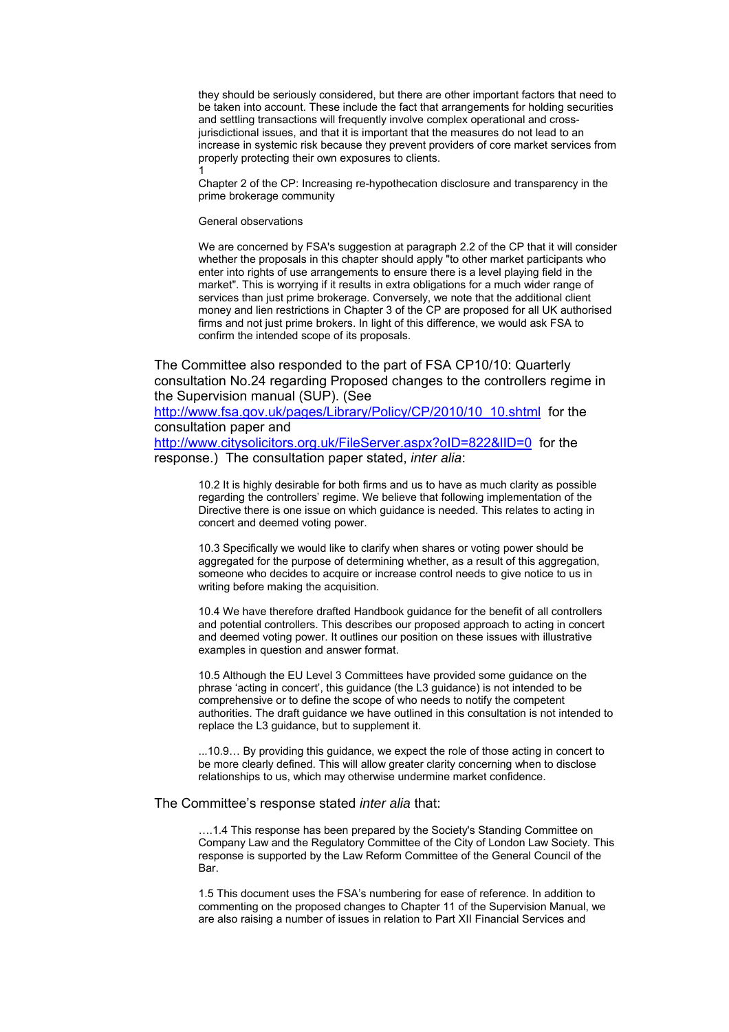they should be seriously considered, but there are other important factors that need to be taken into account. These include the fact that arrangements for holding securities and settling transactions will frequently involve complex operational and cross-jurisdictional issues, and that it is important that the measures do not lead to an increase in systemic risk because they prevent providers of core market services from properly protecting their own exposures to clients.

1

Chapter 2 of the CP: Increasing re-hypothecation disclosure and transparency in the prime brokerage community

General observations

We are concerned by FSA's suggestion at paragraph 2.2 of the CP that it will consider whether the proposals in this chapter should apply "to other market participants who enter into rights of use arrangements to ensure there is a level playing field in the market". This is worrying if it results in extra obligations for a much wider range of services than just prime brokerage. Conversely, we note that the additional client money and lien restrictions in Chapter 3 of the CP are proposed for all UK authorised firms and not just prime brokers. In light of this difference, we would ask FSA to confirm the intended scope of its proposals.

The Committee also responded to the part of FSA CP10/10: Quarterly consultation No.24 regarding Proposed changes to the controllers regime in the Supervision manual (SUP). (See http://www.fsa.gov.uk/pages/Library/Policy/CP/2010/10_10.shtml for the consultation paper and http://www.citysolicitors.org.uk/FileServer.aspx?oID=822&lID=0 for the response.) The consultation paper stated, *inter alia*:

> 10.2 It is highly desirable for both firms and us to have as much clarity as possible regarding the controllers' regime. We believe that following implementation of the Directive there is one issue on which guidance is needed. This relates to acting in concert and deemed voting power.
>
> 10.3 Specifically we would like to clarify when shares or voting power should be aggregated for the purpose of determining whether, as a result of this aggregation, someone who decides to acquire or increase control needs to give notice to us in writing before making the acquisition.
>
> 10.4 We have therefore drafted Handbook guidance for the benefit of all controllers and potential controllers. This describes our proposed approach to acting in concert and deemed voting power. It outlines our position on these issues with illustrative examples in question and answer format.
>
> 10.5 Although the EU Level 3 Committees have provided some guidance on the phrase 'acting in concert', this guidance (the L3 guidance) is not intended to be comprehensive or to define the scope of who needs to notify the competent authorities. The draft guidance we have outlined in this consultation is not intended to replace the L3 guidance, but to supplement it.
>
> ...10.9… By providing this guidance, we expect the role of those acting in concert to be more clearly defined. This will allow greater clarity concerning when to disclose relationships to us, which may otherwise undermine market confidence.

The Committee's response stated *inter alia* that:

> ….1.4 This response has been prepared by the Society's Standing Committee on Company Law and the Regulatory Committee of the City of London Law Society. This response is supported by the Law Reform Committee of the General Council of the Bar.
>
> 1.5 This document uses the FSA's numbering for ease of reference. In addition to commenting on the proposed changes to Chapter 11 of the Supervision Manual, we are also raising a number of issues in relation to Part XII Financial Services and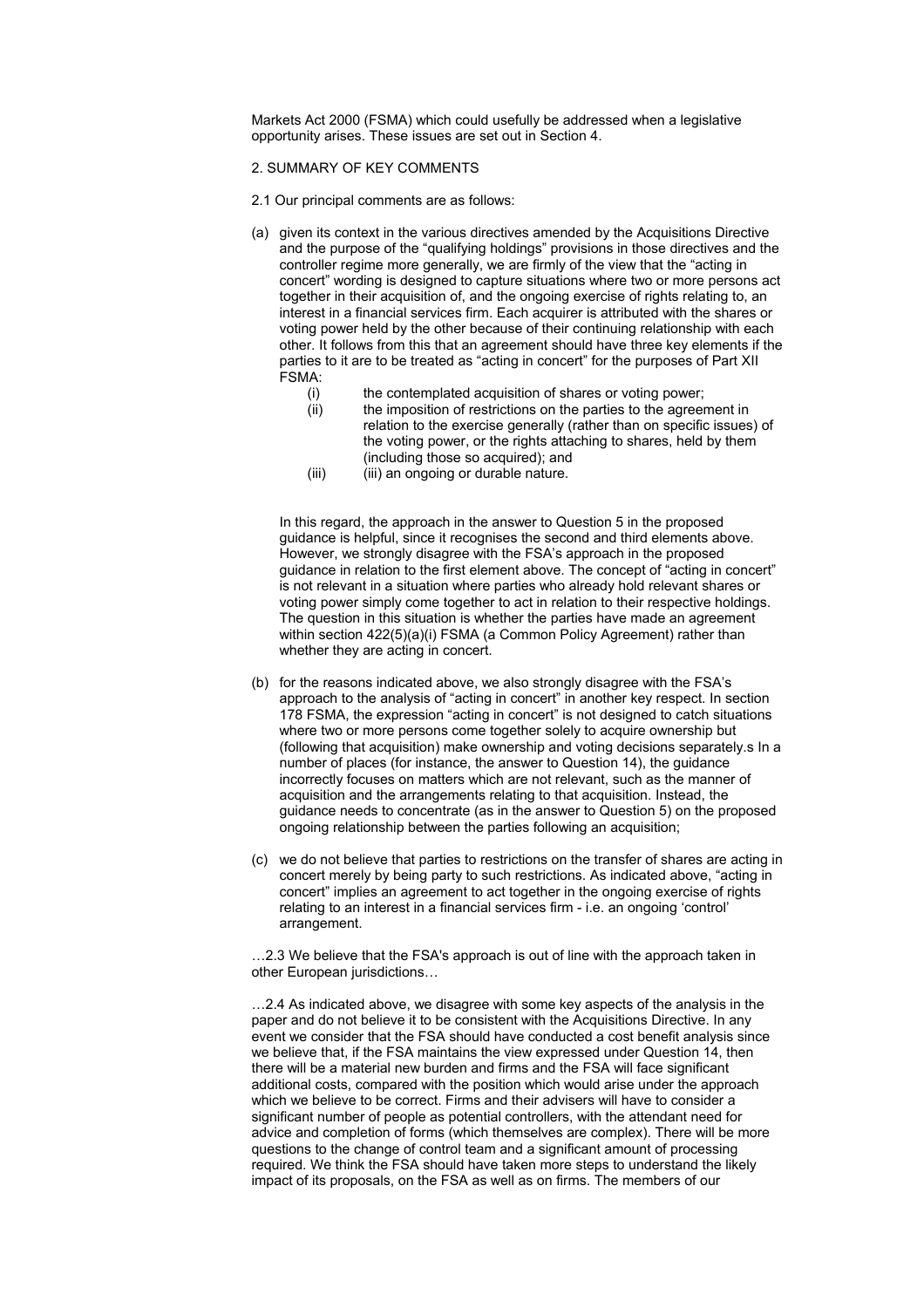Markets Act 2000 (FSMA) which could usefully be addressed when a legislative opportunity arises. These issues are set out in Section 4.

2. SUMMARY OF KEY COMMENTS

2.1 Our principal comments are as follows:

(a) given its context in the various directives amended by the Acquisitions Directive and the purpose of the "qualifying holdings" provisions in those directives and the controller regime more generally, we are firmly of the view that the "acting in concert" wording is designed to capture situations where two or more persons act together in their acquisition of, and the ongoing exercise of rights relating to, an interest in a financial services firm. Each acquirer is attributed with the shares or voting power held by the other because of their continuing relationship with each other. It follows from this that an agreement should have three key elements if the parties to it are to be treated as "acting in concert" for the purposes of Part XII FSMA:

   (i) the contemplated acquisition of shares or voting power;

   (ii) the imposition of restrictions on the parties to the agreement in relation to the exercise generally (rather than on specific issues) of the voting power, or the rights attaching to shares, held by them (including those so acquired); and

   (iii) (iii) an ongoing or durable nature.

   In this regard, the approach in the answer to Question 5 in the proposed guidance is helpful, since it recognises the second and third elements above. However, we strongly disagree with the FSA's approach in the proposed guidance in relation to the first element above. The concept of "acting in concert" is not relevant in a situation where parties who already hold relevant shares or voting power simply come together to act in relation to their respective holdings. The question in this situation is whether the parties have made an agreement within section 422(5)(a)(i) FSMA (a Common Policy Agreement) rather than whether they are acting in concert.

(b) for the reasons indicated above, we also strongly disagree with the FSA's approach to the analysis of "acting in concert" in another key respect. In section 178 FSMA, the expression "acting in concert" is not designed to catch situations where two or more persons come together solely to acquire ownership but (following that acquisition) make ownership and voting decisions separately.s In a number of places (for instance, the answer to Question 14), the guidance incorrectly focuses on matters which are not relevant, such as the manner of acquisition and the arrangements relating to that acquisition. Instead, the guidance needs to concentrate (as in the answer to Question 5) on the proposed ongoing relationship between the parties following an acquisition;

(c) we do not believe that parties to restrictions on the transfer of shares are acting in concert merely by being party to such restrictions. As indicated above, "acting in concert" implies an agreement to act together in the ongoing exercise of rights relating to an interest in a financial services firm - i.e. an ongoing 'control' arrangement.

…2.3 We believe that the FSA's approach is out of line with the approach taken in other European jurisdictions…

…2.4 As indicated above, we disagree with some key aspects of the analysis in the paper and do not believe it to be consistent with the Acquisitions Directive. In any event we consider that the FSA should have conducted a cost benefit analysis since we believe that, if the FSA maintains the view expressed under Question 14, then there will be a material new burden and firms and the FSA will face significant additional costs, compared with the position which would arise under the approach which we believe to be correct. Firms and their advisers will have to consider a significant number of people as potential controllers, with the attendant need for advice and completion of forms (which themselves are complex). There will be more questions to the change of control team and a significant amount of processing required. We think the FSA should have taken more steps to understand the likely impact of its proposals, on the FSA as well as on firms. The members of our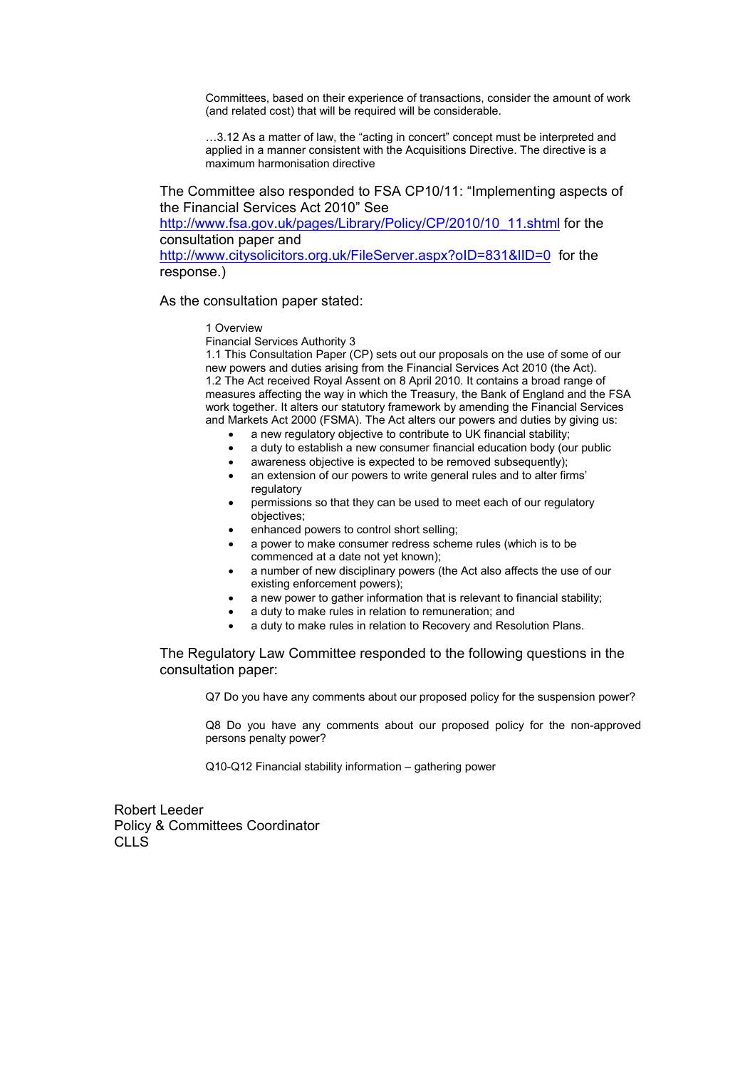> Committees, based on their experience of transactions, consider the amount of work (and related cost) that will be required will be considerable.
>
> …3.12 As a matter of law, the "acting in concert" concept must be interpreted and applied in a manner consistent with the Acquisitions Directive. The directive is a maximum harmonisation directive

The Committee also responded to FSA CP10/11: "Implementing aspects of the Financial Services Act 2010" See http://www.fsa.gov.uk/pages/Library/Policy/CP/2010/10_11.shtml for the consultation paper and http://www.citysolicitors.org.uk/FileServer.aspx?oID=831&lID=0 for the response.)

As the consultation paper stated:

> 1 Overview
> Financial Services Authority 3
> 1.1 This Consultation Paper (CP) sets out our proposals on the use of some of our new powers and duties arising from the Financial Services Act 2010 (the Act).
> 1.2 The Act received Royal Assent on 8 April 2010. It contains a broad range of measures affecting the way in which the Treasury, the Bank of England and the FSA work together. It alters our statutory framework by amending the Financial Services and Markets Act 2000 (FSMA). The Act alters our powers and duties by giving us:
>
> - a new regulatory objective to contribute to UK financial stability;
> - a duty to establish a new consumer financial education body (our public
> - awareness objective is expected to be removed subsequently);
> - an extension of our powers to write general rules and to alter firms' regulatory
> - permissions so that they can be used to meet each of our regulatory objectives;
> - enhanced powers to control short selling;
> - a power to make consumer redress scheme rules (which is to be commenced at a date not yet known);
> - a number of new disciplinary powers (the Act also affects the use of our existing enforcement powers);
> - a new power to gather information that is relevant to financial stability;
> - a duty to make rules in relation to remuneration; and
> - a duty to make rules in relation to Recovery and Resolution Plans.

The Regulatory Law Committee responded to the following questions in the consultation paper:

> Q7 Do you have any comments about our proposed policy for the suspension power?
>
> Q8 Do you have any comments about our proposed policy for the non-approved persons penalty power?
>
> Q10-Q12 Financial stability information – gathering power

Robert Leeder
Policy & Committees Coordinator
CLLS